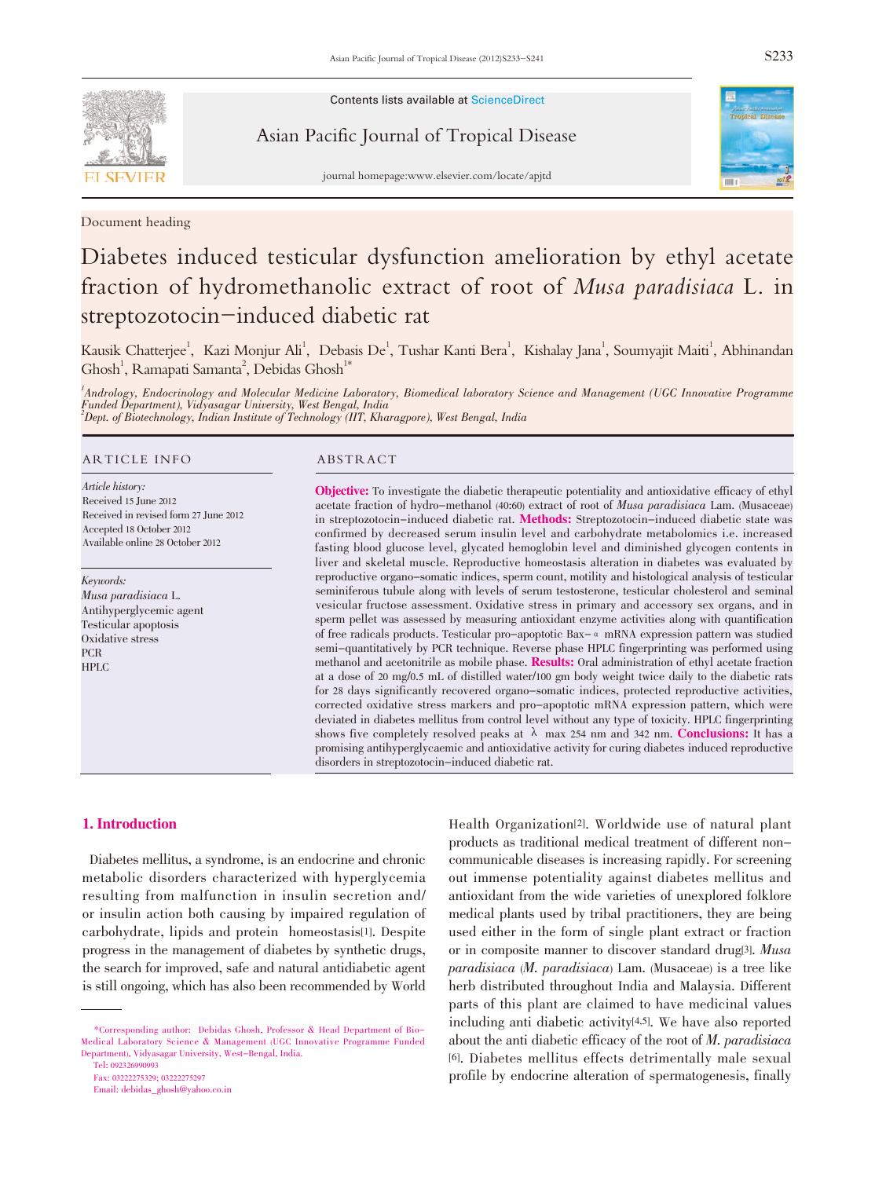Document heading

# Diabetes induced testicular dysfunction amelioration by ethyl acetate fraction of hydromethanolic extract of root of *Musa paradisiaca* L. in streptozotocin–induced diabetic rat

Kausik Chatterjee[1], Kazi Monjur Ali[1], Debasis De[1], Tushar Kanti Bera[1], Kishalay Jana[1], Soumyajit Maiti[1], Abhinandan Ghosh[1], Ramapati Samanta[2], Debidas Ghosh[1*]

[1]*Andrology, Endocrinology and Molecular Medicine Laboratory, Biomedical laboratory Science and Management (UGC Innovative Programme Funded Department), Vidyasagar University, West Bengal, India*
[2]*Dept. of Biotechnology, Indian Institute of Technology (IIT, Kharagpore), West Bengal, India*

## ARTICLE INFO

*Article history:*
Received 15 June 2012
Received in revised form 27 June 2012
Accepted 18 October 2012
Available online 28 October 2012

*Keywords:*
*Musa paradisiaca* L.
Antihyperglycemic agent
Testicular apoptosis
Oxidative stress
PCR
HPLC

## ABSTRACT

**Objective:** To investigate the diabetic therapeutic potentiality and antioxidative efficacy of ethyl acetate fraction of hydro–methanol (40:60) extract of root of *Musa paradisiaca* Lam. (Musaceae) in streptozotocin–induced diabetic rat. **Methods:** Streptozotocin–induced diabetic state was confirmed by decreased serum insulin level and carbohydrate metabolomics i.e. increased fasting blood glucose level, glycated hemoglobin level and diminished glycogen contents in liver and skeletal muscle. Reproductive homeostasis alteration in diabetes was evaluated by reproductive organo–somatic indices, sperm count, motility and histological analysis of testicular seminiferous tubule along with levels of serum testosterone, testicular cholesterol and seminal vesicular fructose assessment. Oxidative stress in primary and accessory sex organs, and in sperm pellet was assessed by measuring antioxidant enzyme activities along with quantification of free radicals products. Testicular pro–apoptotic Bax–$\alpha$ mRNA expression pattern was studied semi–quantitatively by PCR technique. Reverse phase HPLC fingerprinting was performed using methanol and acetonitrile as mobile phase. **Results:** Oral administration of ethyl acetate fraction at a dose of 20 mg/0.5 mL of distilled water/100 gm body weight twice daily to the diabetic rats for 28 days significantly recovered organo–somatic indices, protected reproductive activities, corrected oxidative stress markers and pro–apoptotic mRNA expression pattern, which were deviated in diabetes mellitus from control level without any type of toxicity. HPLC fingerprinting shows five completely resolved peaks at $\lambda$ max 254 nm and 342 nm. **Conclusions:** It has a promising antihyperglycaemic and antioxidative activity for curing diabetes induced reproductive disorders in streptozotocin–induced diabetic rat.

## 1. Introduction

Diabetes mellitus, a syndrome, is an endocrine and chronic metabolic disorders characterized with hyperglycemia resulting from malfunction in insulin secretion and/or insulin action both causing by impaired regulation of carbohydrate, lipids and protein homeostasis[1]. Despite progress in the management of diabetes by synthetic drugs, the search for improved, safe and natural antidiabetic agent is still ongoing, which has also been recommended by World Health Organization[2]. Worldwide use of natural plant products as traditional medical treatment of different non–communicable diseases is increasing rapidly. For screening out immense potentiality against diabetes mellitus and antioxidant from the wide varieties of unexplored folklore medical plants used by tribal practitioners, they are being used either in the form of single plant extract or fraction or in composite manner to discover standard drug[3]. *Musa paradisiaca* (*M. paradisiaca*) Lam. (Musaceae) is a tree like herb distributed throughout India and Malaysia. Different parts of this plant are claimed to have medicinal values including anti diabetic activity[4,5]. We have also reported about the anti diabetic efficacy of the root of *M. paradisiaca* [6]. Diabetes mellitus effects detrimentally male sexual profile by endocrine alteration of spermatogenesis, finally

*Corresponding author: Debidas Ghosh, Professor & Head Department of Bio–Medical Laboratory Science & Management (UGC Innovative Programme Funded Department), Vidyasagar University, West–Bengal, India.
Tel: 09232690993
Fax: 03222275329; 03222275297
Email: debidas_ghosh@yahoo.co.in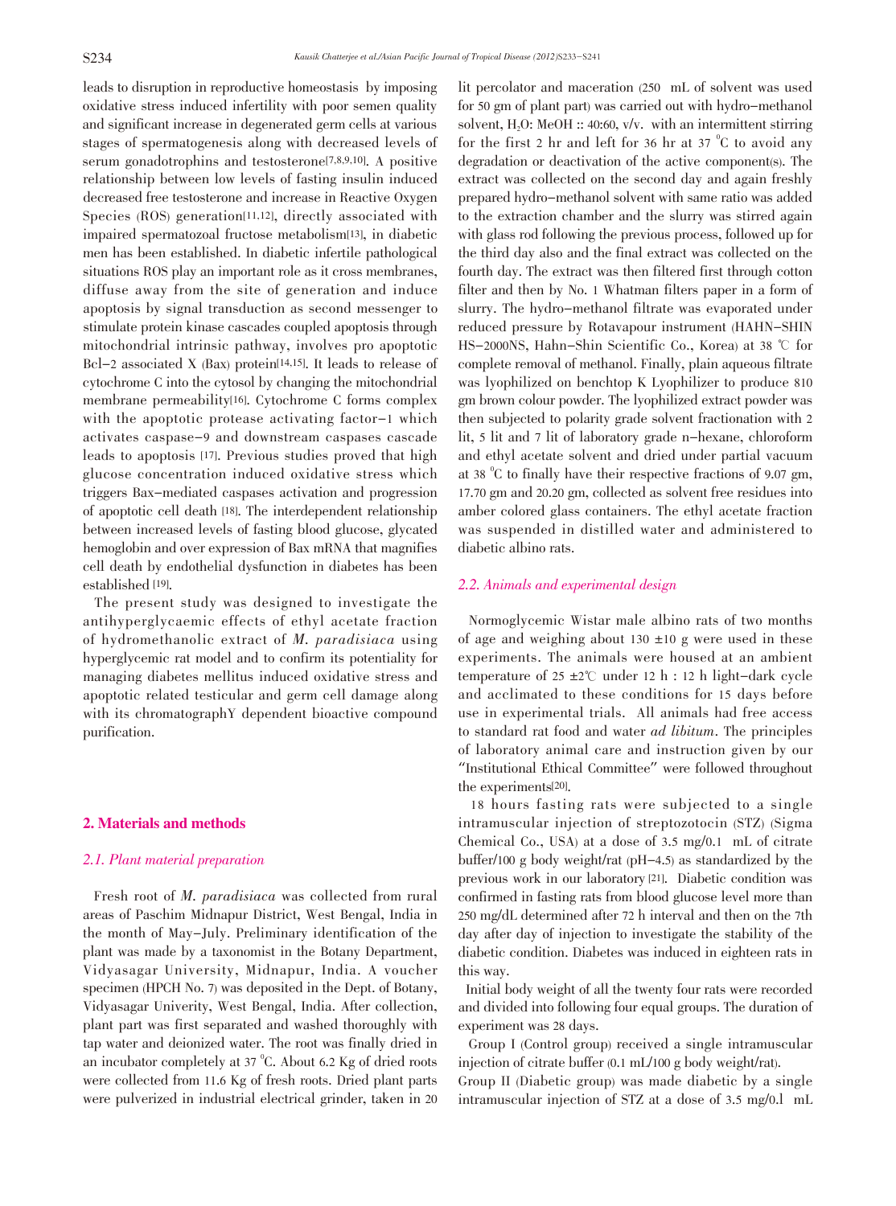leads to disruption in reproductive homeostasis by imposing oxidative stress induced infertility with poor semen quality and significant increase in degenerated germ cells at various stages of spermatogenesis along with decreased levels of serum gonadotrophins and testosterone[7,8,9,10]. A positive relationship between low levels of fasting insulin induced decreased free testosterone and increase in Reactive Oxygen Species (ROS) generation[11,12], directly associated with impaired spermatozoal fructose metabolism[13], in diabetic men has been established. In diabetic infertile pathological situations ROS play an important role as it cross membranes, diffuse away from the site of generation and induce apoptosis by signal transduction as second messenger to stimulate protein kinase cascades coupled apoptosis through mitochondrial intrinsic pathway, involves pro apoptotic Bcl-2 associated X (Bax) protein[14,15]. It leads to release of cytochrome C into the cytosol by changing the mitochondrial membrane permeability[16]. Cytochrome C forms complex with the apoptotic protease activating factor-1 which activates caspase-9 and downstream caspases cascade leads to apoptosis [17]. Previous studies proved that high glucose concentration induced oxidative stress which triggers Bax-mediated caspases activation and progression of apoptotic cell death [18]. The interdependent relationship between increased levels of fasting blood glucose, glycated hemoglobin and over expression of Bax mRNA that magnifies cell death by endothelial dysfunction in diabetes has been established [19].

The present study was designed to investigate the antihyperglycaemic effects of ethyl acetate fraction of hydromethanolic extract of *M. paradisiaca* using hyperglycemic rat model and to confirm its potentiality for managing diabetes mellitus induced oxidative stress and apoptotic related testicular and germ cell damage along with its chromatographY dependent bioactive compound purification.

## 2. Materials and methods

### 2.1. Plant material preparation

Fresh root of *M. paradisiaca* was collected from rural areas of Paschim Midnapur District, West Bengal, India in the month of May-July. Preliminary identification of the plant was made by a taxonomist in the Botany Department, Vidyasagar University, Midnapur, India. A voucher specimen (HPCH No. 7) was deposited in the Dept. of Botany, Vidyasagar Univerity, West Bengal, India. After collection, plant part was first separated and washed thoroughly with tap water and deionized water. The root was finally dried in an incubator completely at 37 °C. About 6.2 Kg of dried roots were collected from 11.6 Kg of fresh roots. Dried plant parts were pulverized in industrial electrical grinder, taken in 20 lit percolator and maceration (250 mL of solvent was used for 50 gm of plant part) was carried out with hydro-methanol solvent, $H_2O$: MeOH :: 40:60, v/v. with an intermittent stirring for the first 2 hr and left for 36 hr at 37 °C to avoid any degradation or deactivation of the active component(s). The extract was collected on the second day and again freshly prepared hydro-methanol solvent with same ratio was added to the extraction chamber and the slurry was stirred again with glass rod following the previous process, followed up for the third day also and the final extract was collected on the fourth day. The extract was then filtered first through cotton filter and then by No. 1 Whatman filters paper in a form of slurry. The hydro-methanol filtrate was evaporated under reduced pressure by Rotavapour instrument (HAHN-SHIN HS-2000NS, Hahn-Shin Scientific Co., Korea) at 38 ℃ for complete removal of methanol. Finally, plain aqueous filtrate was lyophilized on benchtop K Lyophilizer to produce 810 gm brown colour powder. The lyophilized extract powder was then subjected to polarity grade solvent fractionation with 2 lit, 5 lit and 7 lit of laboratory grade n-hexane, chloroform and ethyl acetate solvent and dried under partial vacuum at 38 °C to finally have their respective fractions of 9.07 gm, 17.70 gm and 20.20 gm, collected as solvent free residues into amber colored glass containers. The ethyl acetate fraction was suspended in distilled water and administered to diabetic albino rats.

### 2.2. Animals and experimental design

Normoglycemic Wistar male albino rats of two months of age and weighing about 130 ±10 g were used in these experiments. The animals were housed at an ambient temperature of 25 ±2℃ under 12 h : 12 h light-dark cycle and acclimated to these conditions for 15 days before use in experimental trials. All animals had free access to standard rat food and water *ad libitum*. The principles of laboratory animal care and instruction given by our "Institutional Ethical Committee" were followed throughout the experiments[20].

18 hours fasting rats were subjected to a single intramuscular injection of streptozotocin (STZ) (Sigma Chemical Co., USA) at a dose of 3.5 mg/0.1 mL of citrate buffer/100 g body weight/rat (pH-4.5) as standardized by the previous work in our laboratory [21]. Diabetic condition was confirmed in fasting rats from blood glucose level more than 250 mg/dL determined after 72 h interval and then on the 7th day after day of injection to investigate the stability of the diabetic condition. Diabetes was induced in eighteen rats in this way.

Initial body weight of all the twenty four rats were recorded and divided into following four equal groups. The duration of experiment was 28 days.

Group I (Control group) received a single intramuscular injection of citrate buffer (0.1 mL/100 g body weight/rat).

Group II (Diabetic group) was made diabetic by a single intramuscular injection of STZ at a dose of 3.5 mg/0.l mL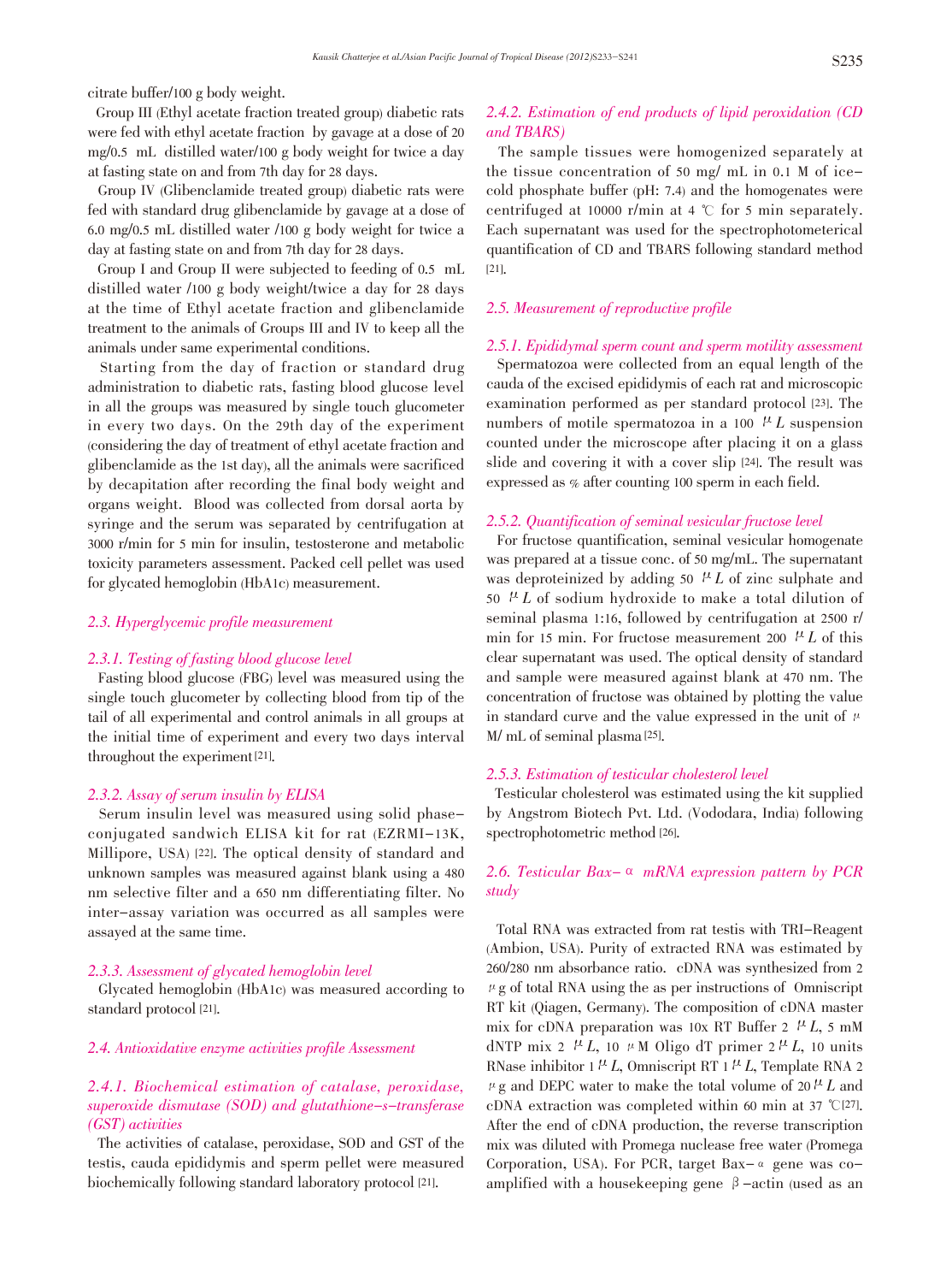citrate buffer/100 g body weight.

Group III (Ethyl acetate fraction treated group) diabetic rats were fed with ethyl acetate fraction by gavage at a dose of 20 mg/0.5 mL distilled water/100 g body weight for twice a day at fasting state on and from 7th day for 28 days.

Group IV (Glibenclamide treated group) diabetic rats were fed with standard drug glibenclamide by gavage at a dose of 6.0 mg/0.5 mL distilled water /100 g body weight for twice a day at fasting state on and from 7th day for 28 days.

Group I and Group II were subjected to feeding of 0.5 mL distilled water /100 g body weight/twice a day for 28 days at the time of Ethyl acetate fraction and glibenclamide treatment to the animals of Groups III and IV to keep all the animals under same experimental conditions.

Starting from the day of fraction or standard drug administration to diabetic rats, fasting blood glucose level in all the groups was measured by single touch glucometer in every two days. On the 29th day of the experiment (considering the day of treatment of ethyl acetate fraction and glibenclamide as the 1st day), all the animals were sacrificed by decapitation after recording the final body weight and organs weight. Blood was collected from dorsal aorta by syringe and the serum was separated by centrifugation at 3000 r/min for 5 min for insulin, testosterone and metabolic toxicity parameters assessment. Packed cell pellet was used for glycated hemoglobin (HbA1c) measurement.

### 2.3. Hyperglycemic profile measurement

#### 2.3.1. Testing of fasting blood glucose level

Fasting blood glucose (FBG) level was measured using the single touch glucometer by collecting blood from tip of the tail of all experimental and control animals in all groups at the initial time of experiment and every two days interval throughout the experiment[21].

#### 2.3.2. Assay of serum insulin by ELISA

Serum insulin level was measured using solid phase–conjugated sandwich ELISA kit for rat (EZRMI–13K, Millipore, USA) [22]. The optical density of standard and unknown samples was measured against blank using a 480 nm selective filter and a 650 nm differentiating filter. No inter–assay variation was occurred as all samples were assayed at the same time.

#### 2.3.3. Assessment of glycated hemoglobin level

Glycated hemoglobin (HbA1c) was measured according to standard protocol [21].

### 2.4. Antioxidative enzyme activities profile Assessment

#### 2.4.1. Biochemical estimation of catalase, peroxidase, superoxide dismutase (SOD) and glutathione–s–transferase (GST) activities

The activities of catalase, peroxidase, SOD and GST of the testis, cauda epididymis and sperm pellet were measured biochemically following standard laboratory protocol [21].

#### 2.4.2. Estimation of end products of lipid peroxidation (CD and TBARS)

The sample tissues were homogenized separately at the tissue concentration of 50 mg/ mL in 0.1 M of ice–cold phosphate buffer (pH: 7.4) and the homogenates were centrifuged at 10000 r/min at 4 ℃ for 5 min separately. Each supernatant was used for the spectrophotometerical quantification of CD and TBARS following standard method [21].

### 2.5. Measurement of reproductive profile

#### 2.5.1. Epididymal sperm count and sperm motility assessment

Spermatozoa were collected from an equal length of the cauda of the excised epididymis of each rat and microscopic examination performed as per standard protocol [23]. The numbers of motile spermatozoa in a 100 μL suspension counted under the microscope after placing it on a glass slide and covering it with a cover slip [24]. The result was expressed as % after counting 100 sperm in each field.

#### 2.5.2. Quantification of seminal vesicular fructose level

For fructose quantification, seminal vesicular homogenate was prepared at a tissue conc. of 50 mg/mL. The supernatant was deproteinized by adding 50 μL of zinc sulphate and 50 μL of sodium hydroxide to make a total dilution of seminal plasma 1:16, followed by centrifugation at 2500 r/min for 15 min. For fructose measurement 200 μL of this clear supernatant was used. The optical density of standard and sample were measured against blank at 470 nm. The concentration of fructose was obtained by plotting the value in standard curve and the value expressed in the unit of μM/ mL of seminal plasma[25].

#### 2.5.3. Estimation of testicular cholesterol level

Testicular cholesterol was estimated using the kit supplied by Angstrom Biotech Pvt. Ltd. (Vododara, India) following spectrophotometric method [26].

### 2.6. Testicular Bax–α mRNA expression pattern by PCR study

Total RNA was extracted from rat testis with TRI–Reagent (Ambion, USA). Purity of extracted RNA was estimated by 260/280 nm absorbance ratio. cDNA was synthesized from 2 μg of total RNA using the as per instructions of Omniscript RT kit (Qiagen, Germany). The composition of cDNA master mix for cDNA preparation was 10x RT Buffer 2 μL, 5 mM dNTP mix 2 μL, 10 μM Oligo dT primer 2 μL, 10 units RNase inhibitor 1 μL, Omniscript RT 1 μL, Template RNA 2 μg and DEPC water to make the total volume of 20 μL and cDNA extraction was completed within 60 min at 37 ℃[27]. After the end of cDNA production, the reverse transcription mix was diluted with Promega nuclease free water (Promega Corporation, USA). For PCR, target Bax–α gene was co–amplified with a housekeeping gene β–actin (used as an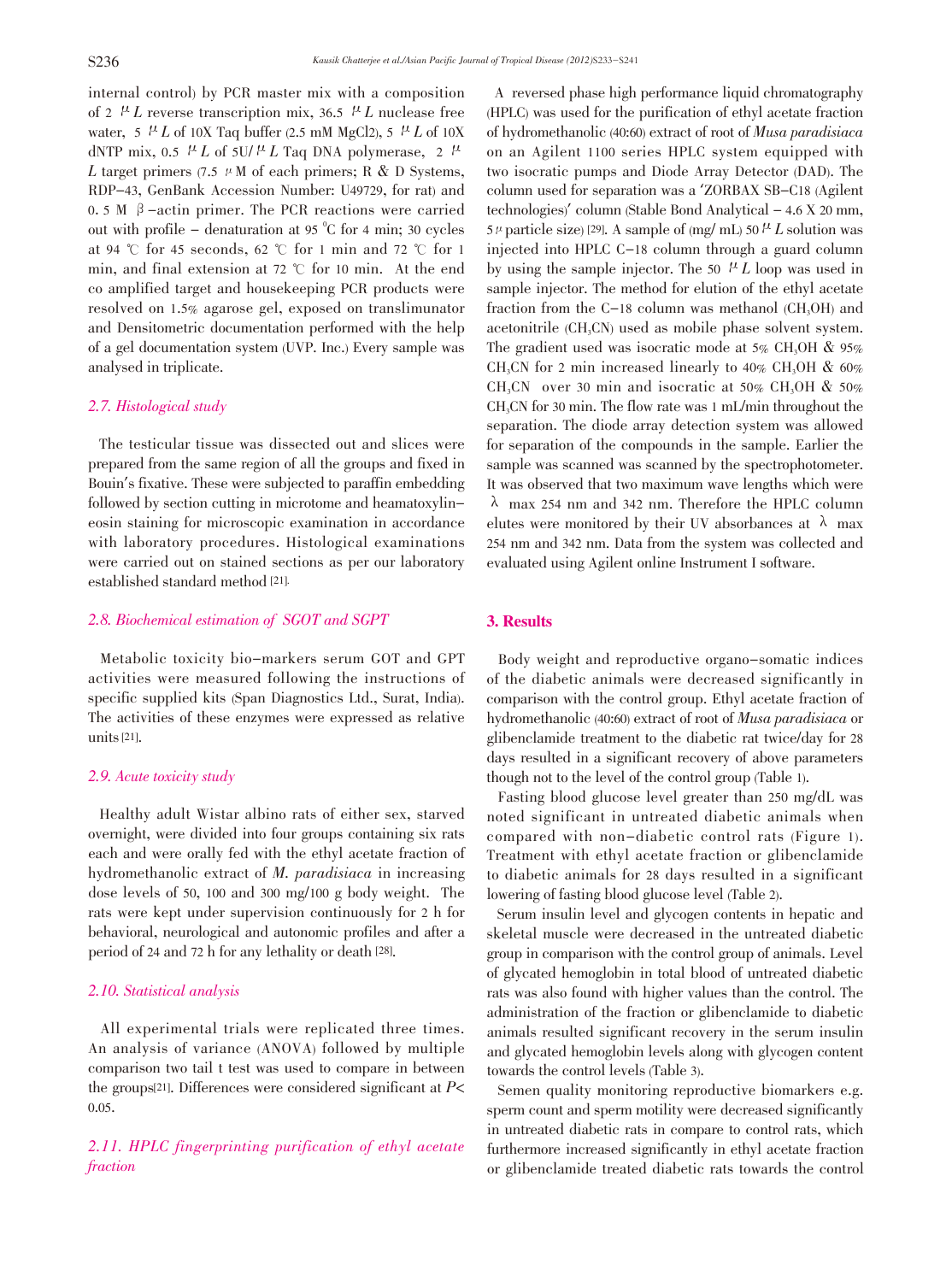internal control) by PCR master mix with a composition of 2 μL reverse transcription mix, 36.5 μL nuclease free water, 5 μL of 10X Taq buffer (2.5 mM $MgCl_2$), 5 μL of 10X dNTP mix, 0.5 μL of 5U/μL Taq DNA polymerase, 2 μL target primers (7.5 μM of each primers; R & D Systems, RDP-43, GenBank Accession Number: U49729, for rat) and 0. 5 M β-actin primer. The PCR reactions were carried out with profile - denaturation at 95 °C for 4 min; 30 cycles at 94 ℃ for 45 seconds, 62 ℃ for 1 min and 72 ℃ for 1 min, and final extension at 72 ℃ for 10 min. At the end co amplified target and housekeeping PCR products were resolved on 1.5% agarose gel, exposed on translimunator and Densitometric documentation performed with the help of a gel documentation system (UVP. Inc.) Every sample was analysed in triplicate.

### 2.7. Histological study

The testicular tissue was dissected out and slices were prepared from the same region of all the groups and fixed in Bouin's fixative. These were subjected to paraffin embedding followed by section cutting in microtome and heamatoxylin-eosin staining for microscopic examination in accordance with laboratory procedures. Histological examinations were carried out on stained sections as per our laboratory established standard method [21].

### 2.8. Biochemical estimation of SGOT and SGPT

Metabolic toxicity bio-markers serum GOT and GPT activities were measured following the instructions of specific supplied kits (Span Diagnostics Ltd., Surat, India). The activities of these enzymes were expressed as relative units [21].

### 2.9. Acute toxicity study

Healthy adult Wistar albino rats of either sex, starved overnight, were divided into four groups containing six rats each and were orally fed with the ethyl acetate fraction of hydromethanolic extract of *M. paradisiaca* in increasing dose levels of 50, 100 and 300 mg/100 g body weight. The rats were kept under supervision continuously for 2 h for behavioral, neurological and autonomic profiles and after a period of 24 and 72 h for any lethality or death [28].

### 2.10. Statistical analysis

All experimental trials were replicated three times. An analysis of variance (ANOVA) followed by multiple comparison two tail t test was used to compare in between the groups[21]. Differences were considered significant at $P<0.05$.

### 2.11. HPLC fingerprinting purification of ethyl acetate fraction

A reversed phase high performance liquid chromatography (HPLC) was used for the purification of ethyl acetate fraction of hydromethanolic (40:60) extract of root of *Musa paradisiaca* on an Agilent 1100 series HPLC system equipped with two isocratic pumps and Diode Array Detector (DAD). The column used for separation was a 'ZORBAX SB-C18 (Agilent technologies)' column (Stable Bond Analytical - 4.6 X 20 mm, 5 μ particle size) [29]. A sample of (mg/ mL) 50 μL solution was injected into HPLC C-18 column through a guard column by using the sample injector. The 50 μL loop was used in sample injector. The method for elution of the ethyl acetate fraction from the C-18 column was methanol ($CH_3OH$) and acetonitrile ($CH_3CN$) used as mobile phase solvent system. The gradient used was isocratic mode at 5% $CH_3OH$ & 95% $CH_3CN$ for 2 min increased linearly to 40% $CH_3OH$ & 60% $CH_3CN$ over 30 min and isocratic at 50% $CH_3OH$ & 50% $CH_3CN$ for 30 min. The flow rate was 1 mL/min throughout the separation. The diode array detection system was allowed for separation of the compounds in the sample. Earlier the sample was scanned was scanned by the spectrophotometer. It was observed that two maximum wave lengths which were λ max 254 nm and 342 nm. Therefore the HPLC column elutes were monitored by their UV absorbances at λ max 254 nm and 342 nm. Data from the system was collected and evaluated using Agilent online Instrument I software.

## 3. Results

Body weight and reproductive organo-somatic indices of the diabetic animals were decreased significantly in comparison with the control group. Ethyl acetate fraction of hydromethanolic (40:60) extract of root of *Musa paradisiaca* or glibenclamide treatment to the diabetic rat twice/day for 28 days resulted in a significant recovery of above parameters though not to the level of the control group (Table 1).

Fasting blood glucose level greater than 250 mg/dL was noted significant in untreated diabetic animals when compared with non-diabetic control rats (Figure 1). Treatment with ethyl acetate fraction or glibenclamide to diabetic animals for 28 days resulted in a significant lowering of fasting blood glucose level (Table 2).

Serum insulin level and glycogen contents in hepatic and skeletal muscle were decreased in the untreated diabetic group in comparison with the control group of animals. Level of glycated hemoglobin in total blood of untreated diabetic rats was also found with higher values than the control. The administration of the fraction or glibenclamide to diabetic animals resulted significant recovery in the serum insulin and glycated hemoglobin levels along with glycogen content towards the control levels (Table 3).

Semen quality monitoring reproductive biomarkers e.g. sperm count and sperm motility were decreased significantly in untreated diabetic rats in compare to control rats, which furthermore increased significantly in ethyl acetate fraction or glibenclamide treated diabetic rats towards the control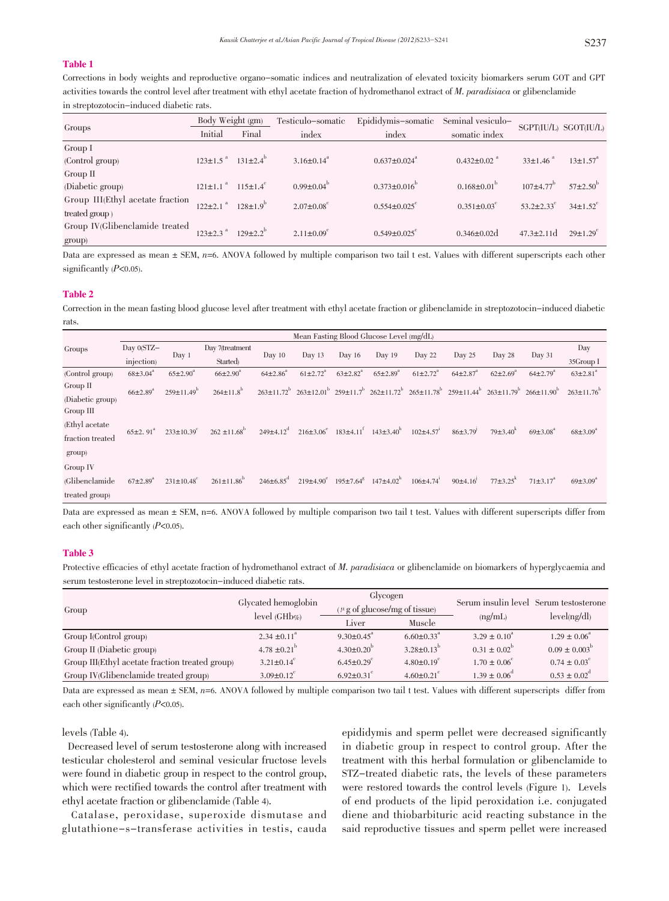**Table 1**

Corrections in body weights and reproductive organo-somatic indices and neutralization of elevated toxicity biomarkers serum GOT and GPT activities towards the control level after treatment with ethyl acetate fraction of hydromethanol extract of *M. paradisiaca* or glibenclamide in streptozotocin-induced diabetic rats.

| Groups | Body Weight (gm) | | Testiculo-somatic index | Epididymis-somatic index | Seminal vesiculo-somatic index | SGPT(IU/L) | SGOT(IU/L) |
|---|---|---|---|---|---|---|---|
| | Initial | Final | | | | | |
| Group I (Control group) | 123±1.5 [a] | 131±2.4 [b] | 3.16±0.14 [a] | 0.637±0.024 [a] | 0.432±0.02 [a] | 33±1.46 [a] | 13±1.57 [a] |
| Group II (Diabetic group) | 121±1.1 [a] | 115±1.4 [c] | 0.99±0.04 [b] | 0.373±0.016 [b] | 0.168±0.01 [b] | 107±4.77 [b] | 57±2.50 [b] |
| Group III(Ethyl acetate fraction treated group) | 122±2.1 [a] | 128±1.9 [b] | 2.07±0.08 [c] | 0.554±0.025 [c] | 0.351±0.03 [c] | 53.2±2.33 [c] | 34±1.52 [c] |
| Group IV(Glibenclamide treated group) | 123±2.3 [a] | 129±2.2 [b] | 2.11±0.09 [c] | 0.549±0.025 [c] | 0.346±0.02d | 47.3±2.11d | 29±1.29 [c] |

Data are expressed as mean ± SEM, $n$=6. ANOVA followed by multiple comparison two tail t est. Values with different superscripts each other significantly ($P$<0.05).

**Table 2**

Correction in the mean fasting blood glucose level after treatment with ethyl acetate fraction or glibenclamide in streptozotocin-induced diabetic rats.

| Groups | Mean Fasting Blood Glucose Level (mg/dL) | | | | | | | | | | | |
|---|---|---|---|---|---|---|---|---|---|---|---|---|
| | Day 0(STZ-injection) | Day 1 | Day 7(treatment Started) | Day 10 | Day 13 | Day 16 | Day 19 | Day 22 | Day 25 | Day 28 | Day 31 | Day 35Group I |
| (Control group) | 68±3.04 [a] | 65±2.90 [a] | 66±2.90 [a] | 64±2.86 [a] | 61±2.72 [a] | 63±2.82 [a] | 65±2.89 [a] | 61±2.72 [a] | 64±2.87 [a] | 62±2.69 [a] | 64±2.79 [a] | 63±2.81 [a] |
| Group II (Diabetic group) | 66±2.89 [a] | 259±11.49 [b] | 264±11.8 [b] | 263±11.72 [b] | 263±12.01 [b] | 259±11.7 [b] | 262±11.72 [b] | 265±11.78 [b] | 259±11.44 [b] | 263±11.79 [b] | 266±11.90 [b] | 263±11.76 [b] |
| Group III (Ethyl acetate fraction treated group) | 65±2. 91 [a] | 233±10.39 [c] | 262 ±11.68 [b] | 249±4.12 [d] | 216±3.06 [e] | 183±4.11 [f] | 143±3.40 [h] | 102±4.57 [i] | 86±3.79 [j] | 79±3.40 [k] | 69±3.08 [a] | 68±3.09 [a] |
| Group IV (Glibenclamide treated group) | 67±2.89 [a] | 231±10.48 [c] | 261±11.86 [b] | 246±6.85 [d] | 219±4.90 [e] | 195±7.64 [g] | 147±4.02 [h] | 106±4.74 [i] | 90±4.16 [j] | 77±3.25 [k] | 71±3.17 [a] | 69±3.09 [a] |

Data are expressed as mean ± SEM, n=6. ANOVA followed by multiple comparison two tail t test. Values with different superscripts differ from each other significantly ($P$<0.05).

**Table 3**

Protective efficacies of ethyl acetate fraction of hydromethanol extract of *M. paradisiaca* or glibenclamide on biomarkers of hyperglycaemia and serum testosterone level in streptozotocin-induced diabetic rats.

| Group | Glycated hemoglobin level (GHb%) | Glycogen ($\mu$ g of glucose/mg of tissue) | | Serum insulin level (ng/mL) | Serum testosterone level(ng/dl) |
|---|---|---|---|---|---|
| | | Liver | Muscle | | |
| Group I(Control group) | 2.34 ±0.11 [a] | 9.30±0.45 [a] | 6.60±0.33 [a] | 3.29 ± 0.10 [a] | 1.29 ± 0.06 [a] |
| Group II (Diabetic group) | 4.78 ±0.21 [b] | 4.30±0.20 [b] | 3.28±0.13 [b] | 0.31 ± 0.02 [b] | 0.09 ± 0.003 [b] |
| Group III(Ethyl acetate fraction treated group) | 3.21±0.14 [c] | 6.45±0.29 [c] | 4.80±0.19 [c] | 1.70 ± 0.06 [c] | 0.74 ± 0.03 [c] |
| Group IV(Glibenclamide treated group) | 3.09±0.12 [c] | 6.92±0.31 [c] | 4.60±0.21 [c] | 1.39 ± 0.06 [d] | 0.53 ± 0.02 [d] |

Data are expressed as mean ± SEM, $n$=6. ANOVA followed by multiple comparison two tail t test. Values with different superscripts differ from each other significantly ($P$<0.05).

levels (Table 4).

Decreased level of serum testosterone along with increased testicular cholesterol and seminal vesicular fructose levels were found in diabetic group in respect to the control group, which were rectified towards the control after treatment with ethyl acetate fraction or glibenclamide (Table 4).

Catalase, peroxidase, superoxide dismutase and glutathione-s-transferase activities in testis, cauda epididymis and sperm pellet were decreased significantly in diabetic group in respect to control group. After the treatment with this herbal formulation or glibenclamide to STZ-treated diabetic rats, the levels of these parameters were restored towards the control levels (Figure 1). Levels of end products of the lipid peroxidation i.e. conjugated diene and thiobarbituric acid reacting substance in the said reproductive tissues and sperm pellet were increased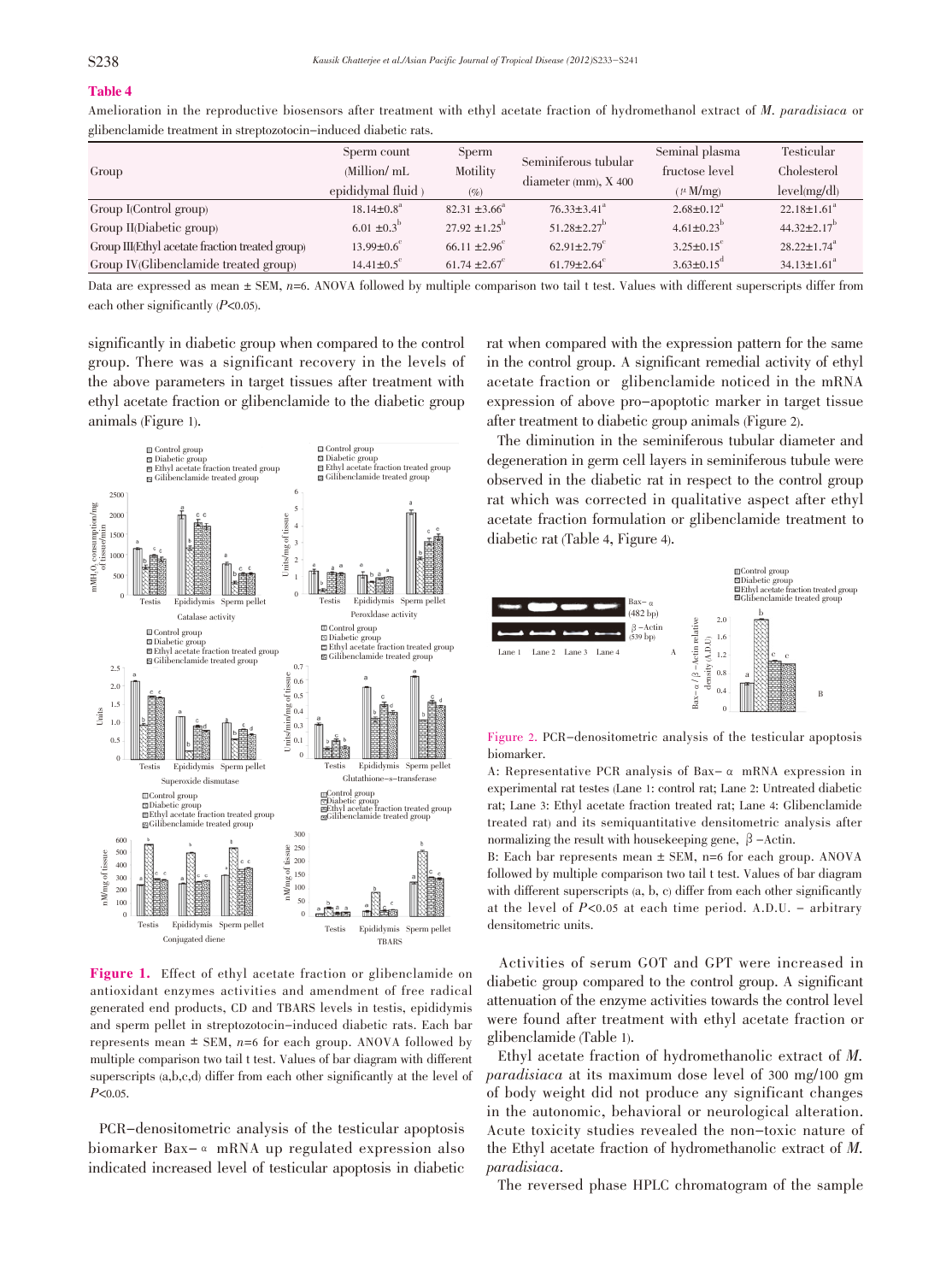**Table 4**

Amelioration in the reproductive biosensors after treatment with ethyl acetate fraction of hydromethanol extract of *M. paradisiaca* or glibenclamide treatment in streptozotocin-induced diabetic rats.

| Group | Sperm count (Million/ mL epididymal fluid) | Sperm Motility (%) | Seminiferous tubular diameter (mm), X 400 | Seminal plasma fructose level (μM/mg) | Testicular Cholesterol level(mg/dl) |
|---|---|---|---|---|---|
| Group I(Control group) | 18.14±0.8[a] | 82.31 ±3.66[a] | 76.33±3.41[a] | 2.68±0.12[a] | 22.18±1.61[a] |
| Group II(Diabetic group) | 6.01 ±0.3[b] | 27.92 ±1.25[b] | 51.28±2.27[b] | 4.61±0.23[b] | 44.32±2.17[b] |
| Group III(Ethyl acetate fraction treated group) | 13.99±0.6[c] | 66.11 ±2.96[c] | 62.91±2.79[c] | 3.25±0.15[c] | 28.22±1.74[a] |
| Group IV(Glibenclamide treated group) | 14.41±0.5[c] | 61.74 ±2.67[c] | 61.79±2.64[c] | 3.63±0.15[d] | 34.13±1.61[a] |

Data are expressed as mean ± SEM, $n$=6. ANOVA followed by multiple comparison two tail t test. Values with different superscripts differ from each other significantly ($P$<0.05).

significantly in diabetic group when compared to the control group. There was a significant recovery in the levels of the above parameters in target tissues after treatment with ethyl acetate fraction or glibenclamide to the diabetic group animals (Figure 1).

**Figure 1.** Effect of ethyl acetate fraction or glibenclamide on antioxidant enzymes activities and amendment of free radical generated end products, CD and TBARS levels in testis, epididymis and sperm pellet in streptozotocin-induced diabetic rats. Each bar represents mean ± SEM, $n$=6 for each group. ANOVA followed by multiple comparison two tail t test. Values of bar diagram with different superscripts (a,b,c,d) differ from each other significantly at the level of $P$<0.05.

PCR-densitometric analysis of the testicular apoptosis biomarker Bax-α mRNA up regulated expression also indicated increased level of testicular apoptosis in diabetic rat when compared with the expression pattern for the same in the control group. A significant remedial activity of ethyl acetate fraction or glibenclamide noticed in the mRNA expression of above pro-apoptotic marker in target tissue after treatment to diabetic group animals (Figure 2).

The diminution in the seminiferous tubular diameter and degeneration in germ cell layers in seminiferous tubule were observed in the diabetic rat in respect to the control group rat which was corrected in qualitative aspect after ethyl acetate fraction formulation or glibenclamide treatment to diabetic rat (Table 4, Figure 4).

Figure 2. PCR-densitometric analysis of the testicular apoptosis biomarker.

A: Representative PCR analysis of Bax-α mRNA expression in experimental rat testes (Lane 1: control rat; Lane 2: Untreated diabetic rat; Lane 3: Ethyl acetate fraction treated rat; Lane 4: Glibenclamide treated rat) and its semiquantitative densitometric analysis after normalizing the result with housekeeping gene, β-Actin.

B: Each bar represents mean ± SEM, n=6 for each group. ANOVA followed by multiple comparison two tail t test. Values of bar diagram with different superscripts (a, b, c) differ from each other significantly at the level of $P$<0.05 at each time period. A.D.U. - arbitrary densitometric units.

Activities of serum GOT and GPT were increased in diabetic group compared to the control group. A significant attenuation of the enzyme activities towards the control level were found after treatment with ethyl acetate fraction or glibenclamide (Table 1).

Ethyl acetate fraction of hydromethanolic extract of *M. paradisiaca* at its maximum dose level of 300 mg/100 gm of body weight did not produce any significant changes in the autonomic, behavioral or neurological alteration. Acute toxicity studies revealed the non-toxic nature of the Ethyl acetate fraction of hydromethanolic extract of *M. paradisiaca*.

The reversed phase HPLC chromatogram of the sample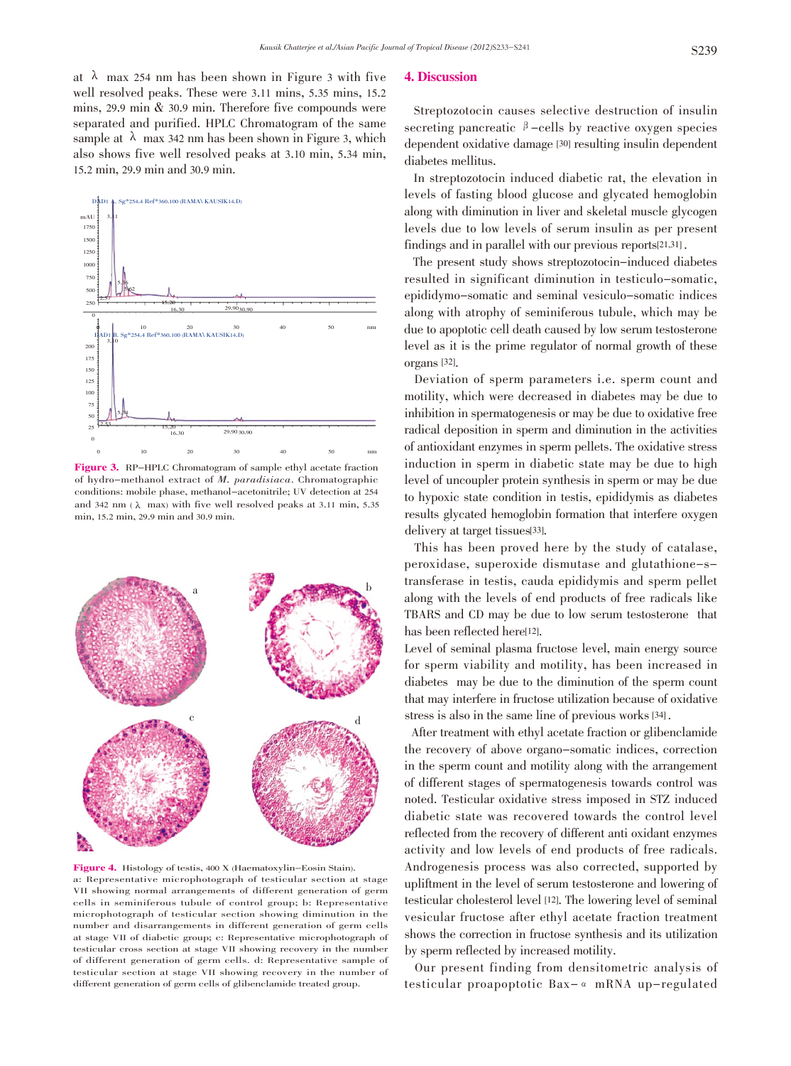at λ max 254 nm has been shown in Figure 3 with five well resolved peaks. These were 3.11 mins, 5.35 mins, 15.2 mins, 29.9 min & 30.9 min. Therefore five compounds were separated and purified. HPLC Chromatogram of the same sample at λ max 342 nm has been shown in Figure 3, which also shows five well resolved peaks at 3.10 min, 5.34 min, 15.2 min, 29.9 min and 30.9 min.

**Figure 3.** RP–HPLC Chromatogram of sample ethyl acetate fraction of hydro–methanol extract of *M. paradisiaca*. Chromatographic conditions: mobile phase, methanol–acetonitrile; UV detection at 254 and 342 nm (λ max) with five well resolved peaks at 3.11 min, 5.35 min, 15.2 min, 29.9 min and 30.9 min.

**Figure 4.** Histology of testis, 400 X (Haematoxylin–Eosin Stain).
a: Representative microphotograph of testicular section at stage VII showing normal arrangements of different generation of germ cells in seminiferous tubule of control group; b: Representative microphotograph of testicular section showing diminution in the number and disarrangements in different generation of germ cells at stage VII of diabetic group; c: Representative microphotograph of testicular cross section at stage VII showing recovery in the number of different generation of germ cells. d: Representative sample of testicular section at stage VII showing recovery in the number of different generation of germ cells of glibenclamide treated group.

## 4. Discussion

Streptozotocin causes selective destruction of insulin secreting pancreatic β–cells by reactive oxygen species dependent oxidative damage [30] resulting insulin dependent diabetes mellitus.

In streptozotocin induced diabetic rat, the elevation in levels of fasting blood glucose and glycated hemoglobin along with diminution in liver and skeletal muscle glycogen levels due to low levels of serum insulin as per present findings and in parallel with our previous reports[21,31].

The present study shows streptozotocin–induced diabetes resulted in significant diminution in testiculo–somatic, epididymo–somatic and seminal vesiculo–somatic indices along with atrophy of seminiferous tubule, which may be due to apoptotic cell death caused by low serum testosterone level as it is the prime regulator of normal growth of these organs [32].

Deviation of sperm parameters i.e. sperm count and motility, which were decreased in diabetes may be due to inhibition in spermatogenesis or may be due to oxidative free radical deposition in sperm and diminution in the activities of antioxidant enzymes in sperm pellets. The oxidative stress induction in sperm in diabetic state may be due to high level of uncoupler protein synthesis in sperm or may be due to hypoxic state condition in testis, epididymis as diabetes results glycated hemoglobin formation that interfere oxygen delivery at target tissues[33].

This has been proved here by the study of catalase, peroxidase, superoxide dismutase and glutathione–s–transferase in testis, cauda epididymis and sperm pellet along with the levels of end products of free radicals like TBARS and CD may be due to low serum testosterone that has been reflected here[12].

Level of seminal plasma fructose level, main energy source for sperm viability and motility, has been increased in diabetes may be due to the diminution of the sperm count that may interfere in fructose utilization because of oxidative stress is also in the same line of previous works [34].

After treatment with ethyl acetate fraction or glibenclamide the recovery of above organo–somatic indices, correction in the sperm count and motility along with the arrangement of different stages of spermatogenesis towards control was noted. Testicular oxidative stress imposed in STZ induced diabetic state was recovered towards the control level reflected from the recovery of different anti oxidant enzymes activity and low levels of end products of free radicals. Androgenesis process was also corrected, supported by upliftment in the level of serum testosterone and lowering of testicular cholesterol level [12]. The lowering level of seminal vesicular fructose after ethyl acetate fraction treatment shows the correction in fructose synthesis and its utilization by sperm reflected by increased motility.

Our present finding from densitometric analysis of testicular proapoptotic Bax–α mRNA up–regulated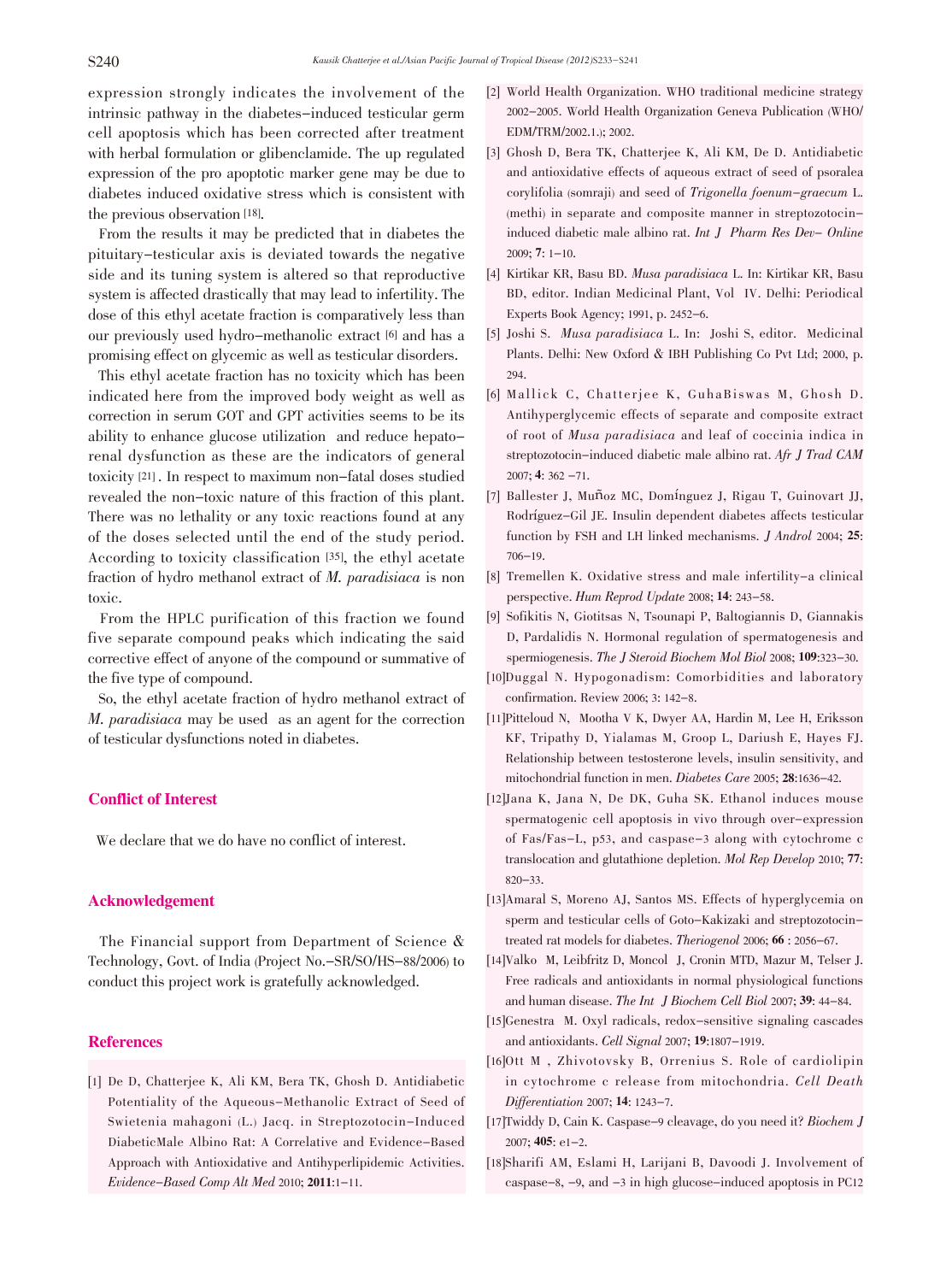expression strongly indicates the involvement of the intrinsic pathway in the diabetes-induced testicular germ cell apoptosis which has been corrected after treatment with herbal formulation or glibenclamide. The up regulated expression of the pro apoptotic marker gene may be due to diabetes induced oxidative stress which is consistent with the previous observation [18].

From the results it may be predicted that in diabetes the pituitary-testicular axis is deviated towards the negative side and its tuning system is altered so that reproductive system is affected drastically that may lead to infertility. The dose of this ethyl acetate fraction is comparatively less than our previously used hydro-methanolic extract [6] and has a promising effect on glycemic as well as testicular disorders.

This ethyl acetate fraction has no toxicity which has been indicated here from the improved body weight as well as correction in serum GOT and GPT activities seems to be its ability to enhance glucose utilization and reduce hepato-renal dysfunction as these are the indicators of general toxicity [21]. In respect to maximum non-fatal doses studied revealed the non-toxic nature of this fraction of this plant. There was no lethality or any toxic reactions found at any of the doses selected until the end of the study period. According to toxicity classification [35], the ethyl acetate fraction of hydro methanol extract of *M. paradisiaca* is non toxic.

From the HPLC purification of this fraction we found five separate compound peaks which indicating the said corrective effect of anyone of the compound or summative of the five type of compound.

So, the ethyl acetate fraction of hydro methanol extract of *M. paradisiaca* may be used as an agent for the correction of testicular dysfunctions noted in diabetes.

## Conflict of Interest

We declare that we do have no conflict of interest.

## Acknowledgement

The Financial support from Department of Science & Technology, Govt. of India (Project No.-SR/SO/HS-88/2006) to conduct this project work is gratefully acknowledged.

## References

[1] De D, Chatterjee K, Ali KM, Bera TK, Ghosh D. Antidiabetic Potentiality of the Aqueous-Methanolic Extract of Seed of Swietenia mahagoni (L.) Jacq. in Streptozotocin-Induced DiabeticMale Albino Rat: A Correlative and Evidence-Based Approach with Antioxidative and Antihyperlipidemic Activities. *Evidence-Based Comp Alt Med* 2010; **2011**:1-11.

[2] World Health Organization. WHO traditional medicine strategy 2002-2005. World Health Organization Geneva Publication (WHO/EDM/TRM/2002.1.); 2002.

[3] Ghosh D, Bera TK, Chatterjee K, Ali KM, De D. Antidiabetic and antioxidative effects of aqueous extract of seed of psoralea corylifolia (somraji) and seed of *Trigonella foenum-graecum* L. (methi) in separate and composite manner in streptozotocin-induced diabetic male albino rat. *Int J Pharm Res Dev- Online* 2009; **7**: 1-10.

[4] Kirtikar KR, Basu BD. *Musa paradisiaca* L. In: Kirtikar KR, Basu BD, editor. Indian Medicinal Plant, Vol IV. Delhi: Periodical Experts Book Agency; 1991, p. 2452-6.

[5] Joshi S. *Musa paradisiaca* L. In: Joshi S, editor. Medicinal Plants. Delhi: New Oxford & IBH Publishing Co Pvt Ltd; 2000, p. 294.

[6] Mallick C, Chatterjee K, GuhaBiswas M, Ghosh D. Antihyperglycemic effects of separate and composite extract of root of *Musa paradisiaca* and leaf of coccinia indica in streptozotocin-induced diabetic male albino rat. *Afr J Trad CAM* 2007; **4**: 362 -71.

[7] Ballester J, Muñoz MC, Domínguez J, Rigau T, Guinovart JJ, Rodríguez-Gil JE. Insulin dependent diabetes affects testicular function by FSH and LH linked mechanisms. *J Androl* 2004; **25**: 706-19.

[8] Tremellen K. Oxidative stress and male infertility-a clinical perspective. *Hum Reprod Update* 2008; **14**: 243-58.

[9] Sofikitis N, Giotitsas N, Tsounapi P, Baltogiannis D, Giannakis D, Pardalidis N. Hormonal regulation of spermatogenesis and spermiogenesis. *The J Steroid Biochem Mol Biol* 2008; **109**:323-30.

[10] Duggal N. Hypogonadism: Comorbidities and laboratory confirmation. Review 2006; 3: 142-8.

[11] Pitteloud N, Mootha V K, Dwyer AA, Hardin M, Lee H, Eriksson KF, Tripathy D, Yialamas M, Groop L, Dariush E, Hayes FJ. Relationship between testosterone levels, insulin sensitivity, and mitochondrial function in men. *Diabetes Care* 2005; **28**:1636-42.

[12] Jana K, Jana N, De DK, Guha SK. Ethanol induces mouse spermatogenic cell apoptosis in vivo through over-expression of Fas/Fas-L, p53, and caspase-3 along with cytochrome c translocation and glutathione depletion. *Mol Rep Develop* 2010; **77**: 820-33.

[13] Amaral S, Moreno AJ, Santos MS. Effects of hyperglycemia on sperm and testicular cells of Goto-Kakizaki and streptozotocin-treated rat models for diabetes. *Theriogenol* 2006; **66** : 2056-67.

[14] Valko M, Leibfritz D, Moncol J, Cronin MTD, Mazur M, Telser J. Free radicals and antioxidants in normal physiological functions and human disease. *The Int J Biochem Cell Biol* 2007; **39**: 44-84.

[15] Genestra M. Oxyl radicals, redox-sensitive signaling cascades and antioxidants. *Cell Signal* 2007; **19**:1807-1919.

[16] Ott M , Zhivotovsky B, Orrenius S. Role of cardiolipin in cytochrome c release from mitochondria. *Cell Death Differentiation* 2007; **14**: 1243-7.

[17] Twiddy D, Cain K. Caspase-9 cleavage, do you need it? *Biochem J* 2007; **405**: e1-2.

[18] Sharifi AM, Eslami H, Larijani B, Davoodi J. Involvement of caspase-8, -9, and -3 in high glucose-induced apoptosis in PC12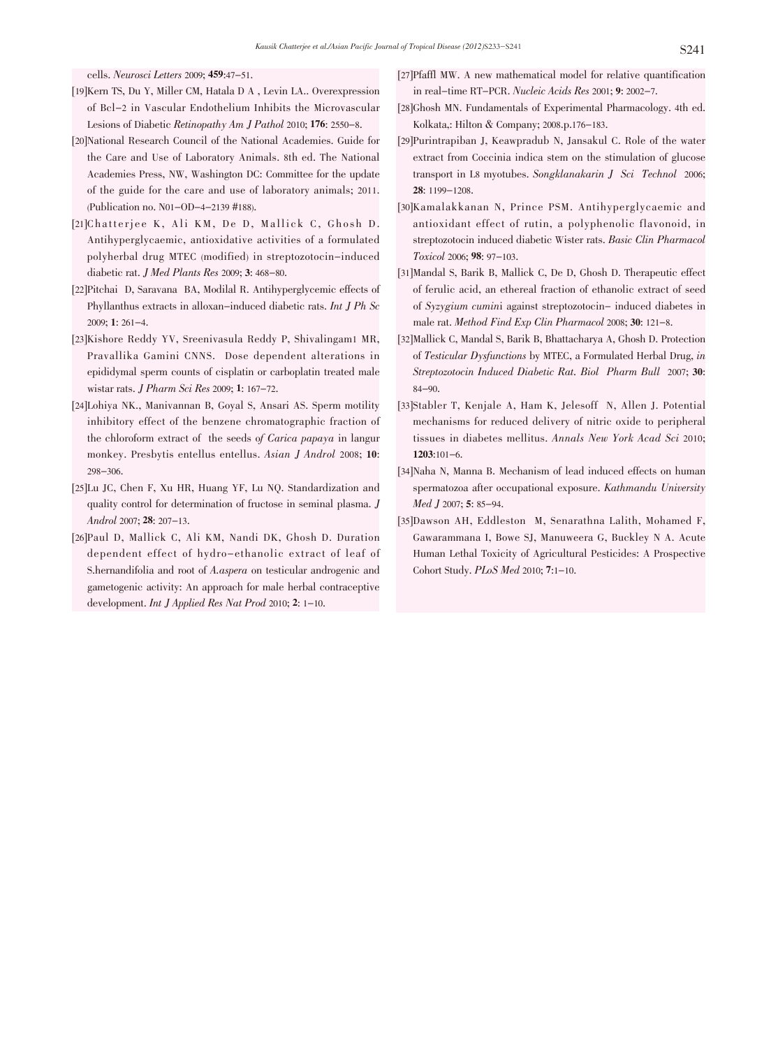cells. *Neurosci Letters* 2009; **459**:47–51.

[19]Kern TS, Du Y, Miller CM, Hatala D A , Levin LA.. Overexpression of Bcl–2 in Vascular Endothelium Inhibits the Microvascular Lesions of Diabetic *Retinopathy Am J Pathol* 2010; **176**: 2550–8.

[20]National Research Council of the National Academies. Guide for the Care and Use of Laboratory Animals. 8th ed. The National Academies Press, NW, Washington DC: Committee for the update of the guide for the care and use of laboratory animals; 2011. (Publication no. N01–OD–4–2139 #188).

[21]Chatterjee K, Ali KM, De D, Mallick C, Ghosh D. Antihyperglycaemic, antioxidative activities of a formulated polyherbal drug MTEC (modified) in streptozotocin–induced diabetic rat. *J Med Plants Res* 2009; **3**: 468–80.

[22]Pitchai D, Saravana BA, Modilal R. Antihyperglycemic effects of Phyllanthus extracts in alloxan–induced diabetic rats. *Int J Ph Sc* 2009; **1**: 261–4.

[23]Kishore Reddy YV, Sreenivasula Reddy P, Shivalingam1 MR, Pravallika Gamini CNNS. Dose dependent alterations in epididymal sperm counts of cisplatin or carboplatin treated male wistar rats. *J Pharm Sci Res* 2009; **1**: 167–72.

[24]Lohiya NK., Manivannan B, Goyal S, Ansari AS. Sperm motility inhibitory effect of the benzene chromatographic fraction of the chloroform extract of the seeds *of Carica papaya* in langur monkey. Presbytis entellus entellus. *Asian J Androl* 2008; **10**: 298–306.

[25]Lu JC, Chen F, Xu HR, Huang YF, Lu NQ. Standardization and quality control for determination of fructose in seminal plasma. *J Androl* 2007; **28**: 207–13.

[26]Paul D, Mallick C, Ali KM, Nandi DK, Ghosh D. Duration dependent effect of hydro–ethanolic extract of leaf of S.hernandifolia and root of *A.aspera* on testicular androgenic and gametogenic activity: An approach for male herbal contraceptive development. *Int J Applied Res Nat Prod* 2010; **2**: 1–10.

[27]Pfaffl MW. A new mathematical model for relative quantification in real–time RT–PCR. *Nucleic Acids Res* 2001; **9**: 2002–7.

[28]Ghosh MN. Fundamentals of Experimental Pharmacology. 4th ed. Kolkata,: Hilton & Company; 2008.p.176–183.

[29]Purintrapiban J, Keawpradub N, Jansakul C. Role of the water extract from Coccinia indica stem on the stimulation of glucose transport in L8 myotubes. *Songklanakarin J Sci Technol* 2006; **28**: 1199–1208.

[30]Kamalakkanan N, Prince PSM. Antihyperglycaemic and antioxidant effect of rutin, a polyphenolic flavonoid, in streptozotocin induced diabetic Wister rats. *Basic Clin Pharmacol Toxicol* 2006; **98**: 97–103.

[31]Mandal S, Barik B, Mallick C, De D, Ghosh D. Therapeutic effect of ferulic acid, an ethereal fraction of ethanolic extract of seed of *Syzygium cumini* against streptozotocin– induced diabetes in male rat. *Method Find Exp Clin Pharmacol* 2008; **30**: 121–8.

[32]Mallick C, Mandal S, Barik B, Bhattacharya A, Ghosh D. Protection of *Testicular Dysfunctions* by MTEC, a Formulated Herbal Drug, *in Streptozotocin Induced Diabetic Rat*. *Biol Pharm Bull* 2007; **30**: 84–90.

[33]Stabler T, Kenjale A, Ham K, Jelesoff N, Allen J. Potential mechanisms for reduced delivery of nitric oxide to peripheral tissues in diabetes mellitus. *Annals New York Acad Sci* 2010; **1203**:101–6.

[34]Naha N, Manna B. Mechanism of lead induced effects on human spermatozoa after occupational exposure. *Kathmandu University Med J* 2007; **5**: 85–94.

[35]Dawson AH, Eddleston M, Senarathna Lalith, Mohamed F, Gawarammana I, Bowe SJ, Manuweera G, Buckley N A. Acute Human Lethal Toxicity of Agricultural Pesticides: A Prospective Cohort Study. *PLoS Med* 2010; **7**:1–10.